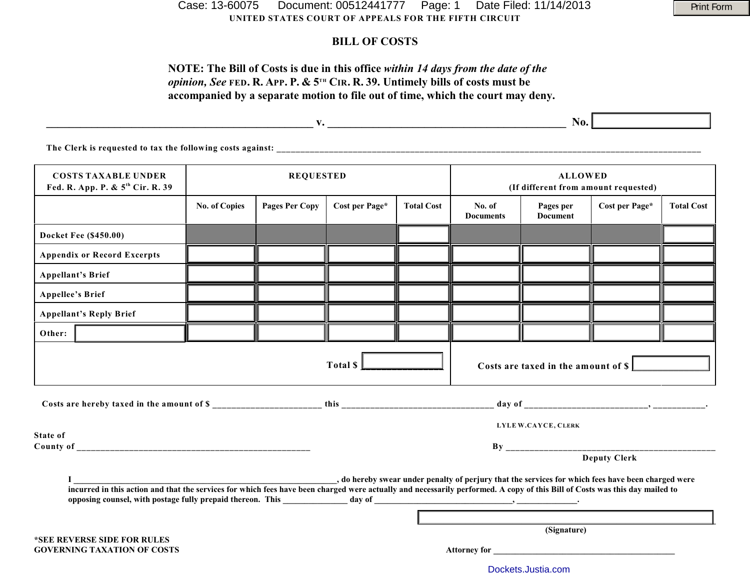UNITED STATES COURT OF APPEALS FOR THE FIFTH CIRCUIT

# BILL OF COSTS

**NOTE: The Bill of Costs is due in this office *within 14 days from the date of the opinion, See* FED. R. APP. P. & 5TH CIR. R. 39. Untimely bills of costs must be accompanied by a separate motion to file out of time, which the court may deny.**

_______________________________________________ v. ____________________________________________ **No.** __________

The Clerk is requested to tax the following costs against: ______________________________________________________________________

| COSTS TAXABLE UNDER Fed. R. App. P. & 5th Cir. R. 39 | REQUESTED | | | | ALLOWED (If different from amount requested) | | | |
|---|---|---|---|---|---|---|---|---|
| | No. of Copies | Pages Per Copy | Cost per Page* | Total Cost | No. of Documents | Pages per Document | Cost per Page* | Total Cost |
| Docket Fee ($450.00) | | | | | | | | |
| Appendix or Record Excerpts | | | | | | | | |
| Appellant's Brief | | | | | | | | |
| Appellee's Brief | | | | | | | | |
| Appellant's Reply Brief | | | | | | | | |
| Other: | | | | | | | | |
| | | | Total $ | | Costs are taxed in the amount of $ | | | |

Costs are hereby taxed in the amount of $ _______________________ this _________________________________ day of ___________________________, ___________.

LYLE W.CAYCE, CLERK

State of
County of ___________________________________________________

By ______________________________________________
Deputy Clerk

I ______________________________________________________________, do hereby swear under penalty of perjury that the services for which fees have been charged were incurred in this action and that the services for which fees have been charged were actually and necessarily performed. A copy of this Bill of Costs was this day mailed to opposing counsel, with postage fully prepaid thereon. This _______________ day of ________________________________, ______________.

______________________________________________
(Signature)

*SEE REVERSE SIDE FOR RULES GOVERNING TAXATION OF COSTS

Attorney for __________________________________________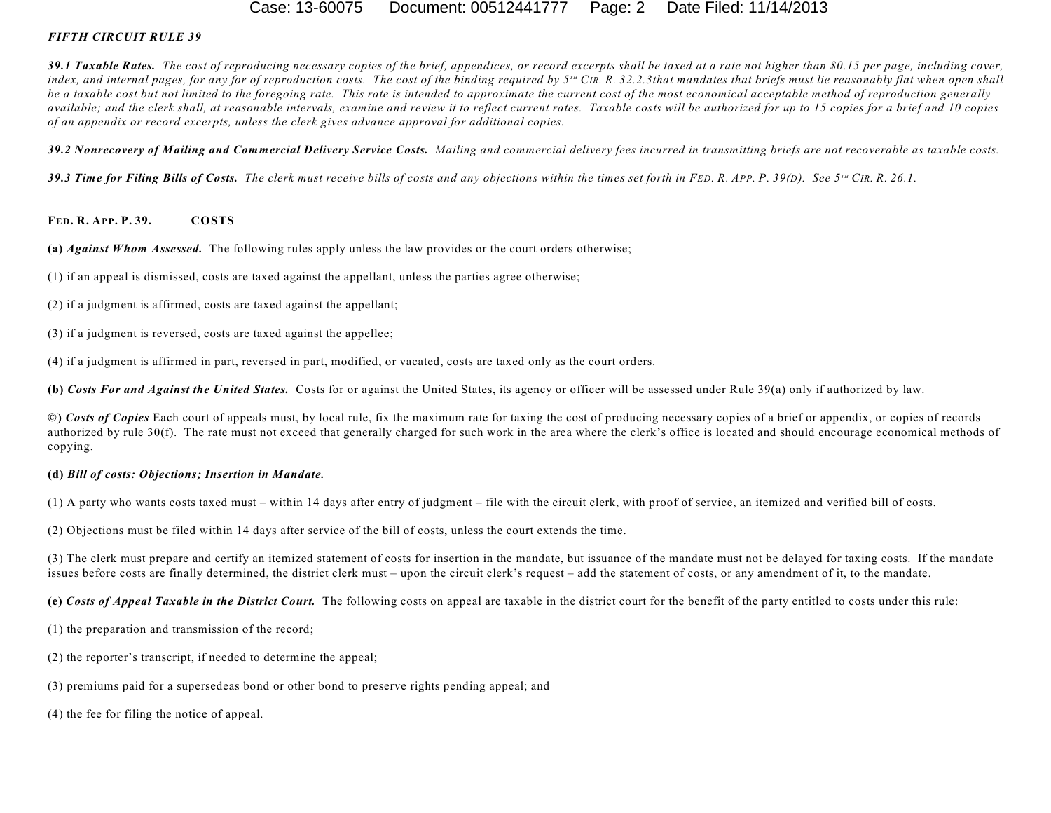***FIFTH CIRCUIT RULE 39***

***39.1 Taxable Rates.*** *The cost of reproducing necessary copies of the brief, appendices, or record excerpts shall be taxed at a rate not higher than $0.15 per page, including cover, index, and internal pages, for any for of reproduction costs. The cost of the binding required by 5TH CIR. R. 32.2.3that mandates that briefs must lie reasonably flat when open shall be a taxable cost but not limited to the foregoing rate. This rate is intended to approximate the current cost of the most economical acceptable method of reproduction generally available; and the clerk shall, at reasonable intervals, examine and review it to reflect current rates. Taxable costs will be authorized for up to 15 copies for a brief and 10 copies of an appendix or record excerpts, unless the clerk gives advance approval for additional copies.*

***39.2 Nonrecovery of Mailing and Commercial Delivery Service Costs.*** *Mailing and commercial delivery fees incurred in transmitting briefs are not recoverable as taxable costs.*

***39.3 Time for Filing Bills of Costs.*** *The clerk must receive bills of costs and any objections within the times set forth in FED. R. APP. P. 39(D). See 5TH CIR. R. 26.1.*

**FED. R. APP. P. 39. COSTS**

**(a)** ***Against Whom Assessed.*** The following rules apply unless the law provides or the court orders otherwise;

(1) if an appeal is dismissed, costs are taxed against the appellant, unless the parties agree otherwise;

(2) if a judgment is affirmed, costs are taxed against the appellant;

(3) if a judgment is reversed, costs are taxed against the appellee;

(4) if a judgment is affirmed in part, reversed in part, modified, or vacated, costs are taxed only as the court orders.

**(b)** ***Costs For and Against the United States.*** Costs for or against the United States, its agency or officer will be assessed under Rule 39(a) only if authorized by law.

**©)** ***Costs of Copies*** Each court of appeals must, by local rule, fix the maximum rate for taxing the cost of producing necessary copies of a brief or appendix, or copies of records authorized by rule 30(f). The rate must not exceed that generally charged for such work in the area where the clerk's office is located and should encourage economical methods of copying.

**(d)** ***Bill of costs: Objections; Insertion in Mandate.***

(1) A party who wants costs taxed must – within 14 days after entry of judgment – file with the circuit clerk, with proof of service, an itemized and verified bill of costs.

(2) Objections must be filed within 14 days after service of the bill of costs, unless the court extends the time.

(3) The clerk must prepare and certify an itemized statement of costs for insertion in the mandate, but issuance of the mandate must not be delayed for taxing costs. If the mandate issues before costs are finally determined, the district clerk must – upon the circuit clerk's request – add the statement of costs, or any amendment of it, to the mandate.

**(e)** ***Costs of Appeal Taxable in the District Court.*** The following costs on appeal are taxable in the district court for the benefit of the party entitled to costs under this rule:

(1) the preparation and transmission of the record;

(2) the reporter's transcript, if needed to determine the appeal;

(3) premiums paid for a supersedeas bond or other bond to preserve rights pending appeal; and

(4) the fee for filing the notice of appeal.